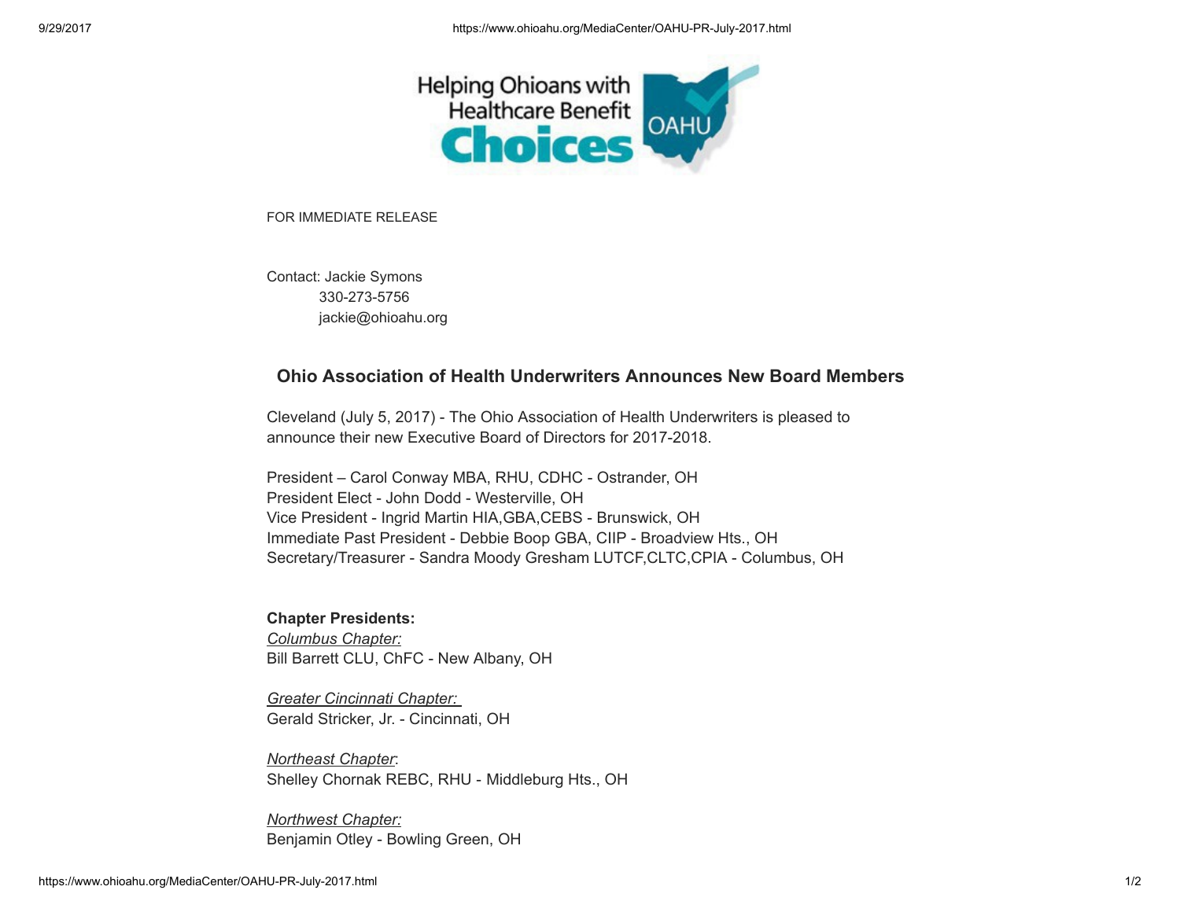FOR IMMEDIATE RELEASE

Contact: Jackie Symons
330-273-5756
jackie@ohioahu.org

## Ohio Association of Health Underwriters Announces New Board Members

Cleveland (July 5, 2017) - The Ohio Association of Health Underwriters is pleased to announce their new Executive Board of Directors for 2017-2018.

President – Carol Conway MBA, RHU, CDHC - Ostrander, OH
President Elect - John Dodd - Westerville, OH
Vice President - Ingrid Martin HIA,GBA,CEBS - Brunswick, OH
Immediate Past President - Debbie Boop GBA, CIIP - Broadview Hts., OH
Secretary/Treasurer - Sandra Moody Gresham LUTCF,CLTC,CPIA - Columbus, OH

**Chapter Presidents:**

*Columbus Chapter:*
Bill Barrett CLU, ChFC - New Albany, OH

*Greater Cincinnati Chapter:*
Gerald Stricker, Jr. - Cincinnati, OH

*Northeast Chapter*:
Shelley Chornak REBC, RHU - Middleburg Hts., OH

*Northwest Chapter:*
Benjamin Otley - Bowling Green, OH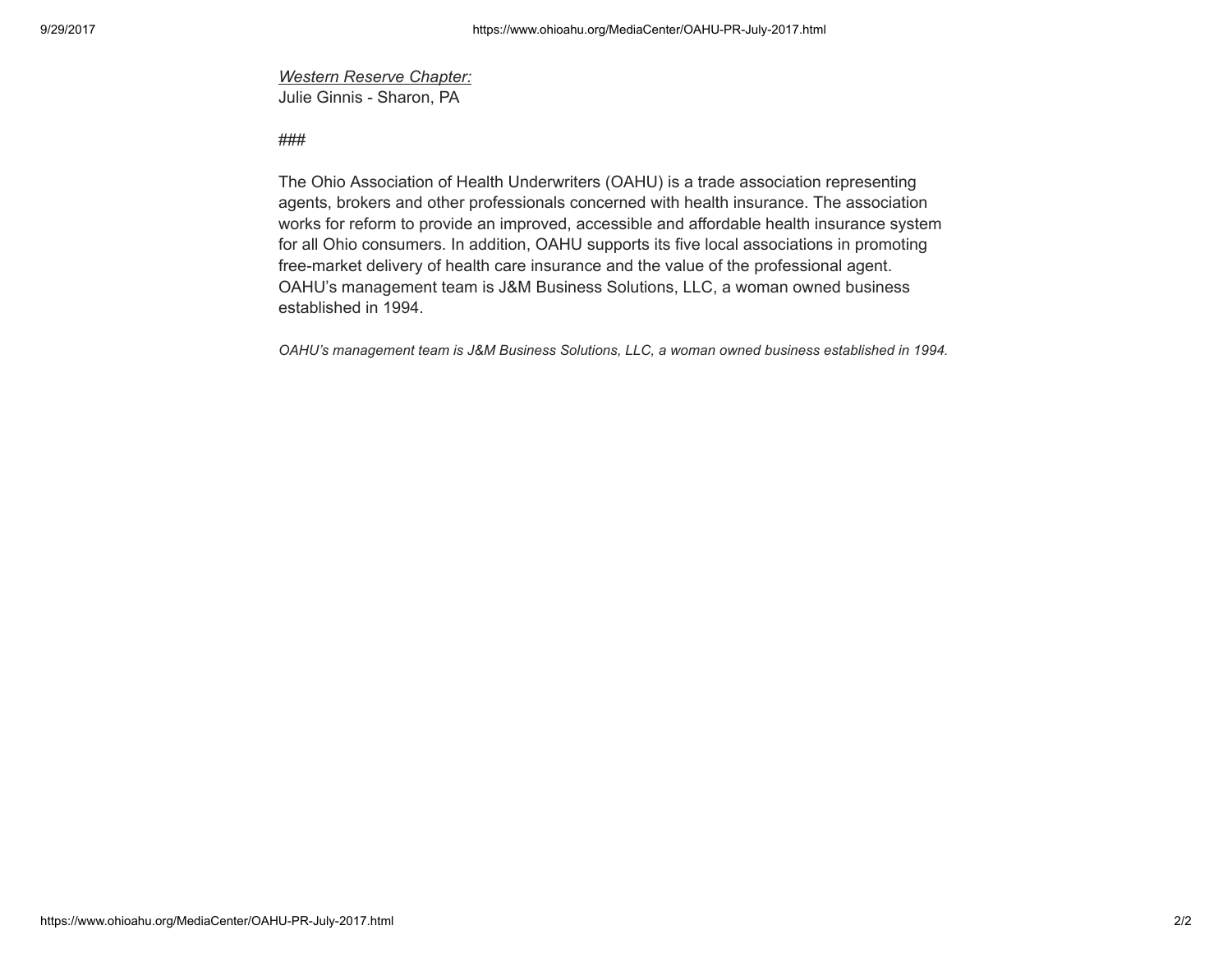*Western Reserve Chapter:*
Julie Ginnis - Sharon, PA

###

The Ohio Association of Health Underwriters (OAHU) is a trade association representing agents, brokers and other professionals concerned with health insurance. The association works for reform to provide an improved, accessible and affordable health insurance system for all Ohio consumers. In addition, OAHU supports its five local associations in promoting free-market delivery of health care insurance and the value of the professional agent. OAHU's management team is J&M Business Solutions, LLC, a woman owned business established in 1994.

*OAHU's management team is J&M Business Solutions, LLC, a woman owned business established in 1994.*